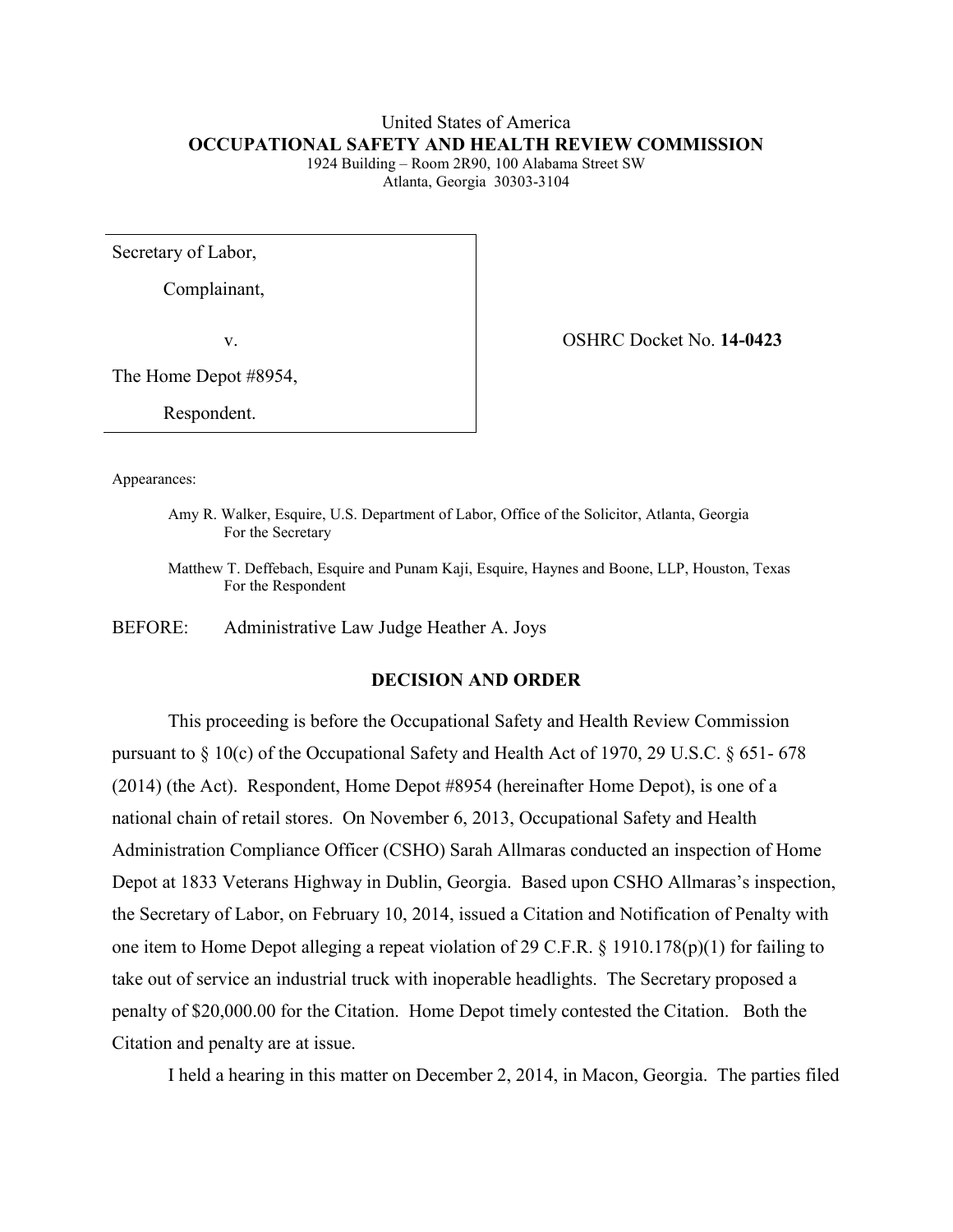United States of America

**OCCUPATIONAL SAFETY AND HEALTH REVIEW COMMISSION**

1924 Building – Room 2R90, 100 Alabama Street SW
Atlanta, Georgia 30303-3104

| | |
|---|---|
| Secretary of Labor,<br><br>Complainant,<br><br>v.<br><br>The Home Depot #8954,<br><br>Respondent. | OSHRC Docket No. **14-0423** |

Appearances:

Amy R. Walker, Esquire, U.S. Department of Labor, Office of the Solicitor, Atlanta, Georgia
For the Secretary

Matthew T. Deffebach, Esquire and Punam Kaji, Esquire, Haynes and Boone, LLP, Houston, Texas
For the Respondent

BEFORE: Administrative Law Judge Heather A. Joys

## DECISION AND ORDER

This proceeding is before the Occupational Safety and Health Review Commission pursuant to § 10(c) of the Occupational Safety and Health Act of 1970, 29 U.S.C. § 651- 678 (2014) (the Act). Respondent, Home Depot #8954 (hereinafter Home Depot), is one of a national chain of retail stores. On November 6, 2013, Occupational Safety and Health Administration Compliance Officer (CSHO) Sarah Allmaras conducted an inspection of Home Depot at 1833 Veterans Highway in Dublin, Georgia. Based upon CSHO Allmaras's inspection, the Secretary of Labor, on February 10, 2014, issued a Citation and Notification of Penalty with one item to Home Depot alleging a repeat violation of 29 C.F.R. § 1910.178(p)(1) for failing to take out of service an industrial truck with inoperable headlights. The Secretary proposed a penalty of $20,000.00 for the Citation. Home Depot timely contested the Citation. Both the Citation and penalty are at issue.

I held a hearing in this matter on December 2, 2014, in Macon, Georgia. The parties filed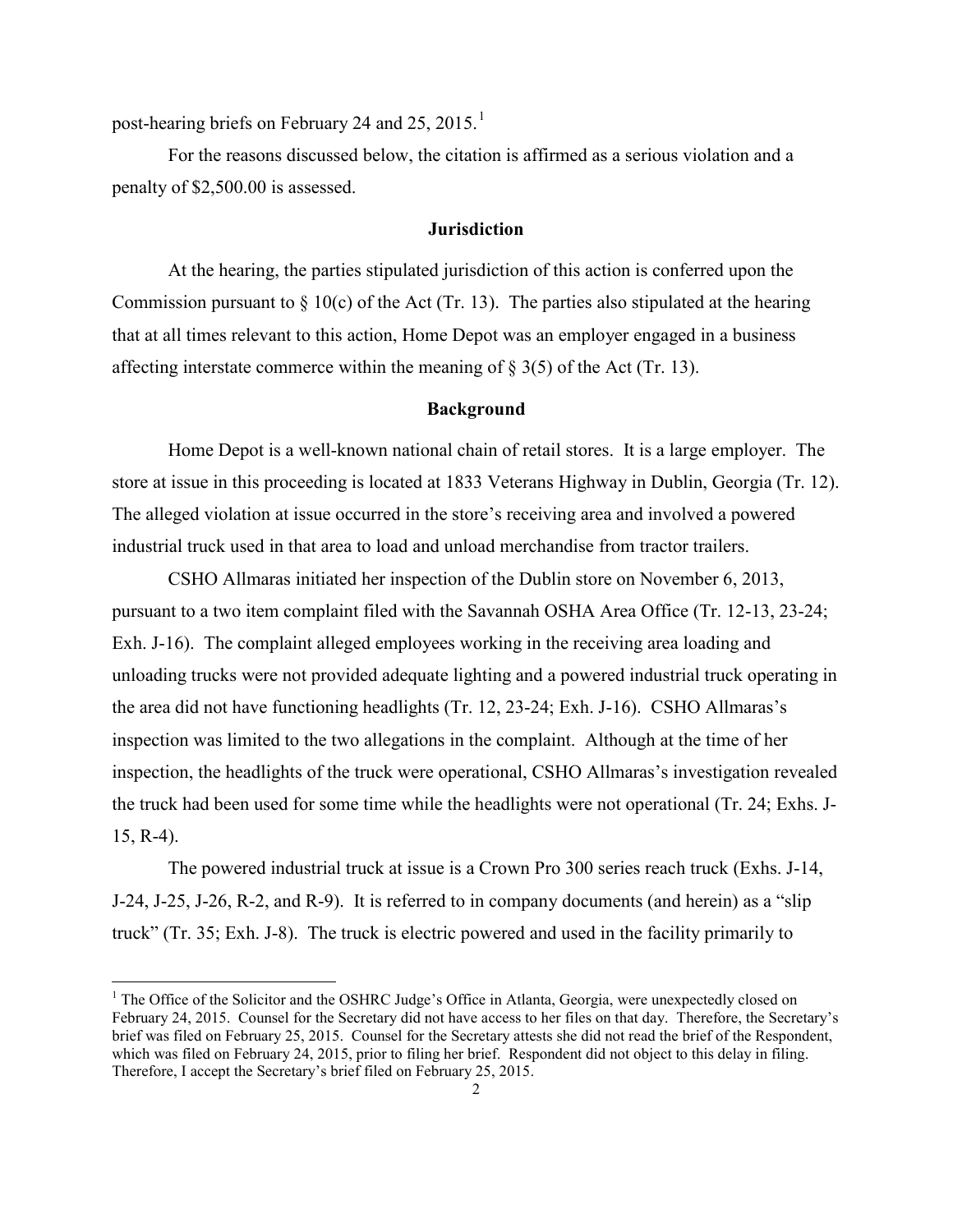post-hearing briefs on February 24 and 25, 2015.[1]

For the reasons discussed below, the citation is affirmed as a serious violation and a penalty of $2,500.00 is assessed.

## Jurisdiction

At the hearing, the parties stipulated jurisdiction of this action is conferred upon the Commission pursuant to § 10(c) of the Act (Tr. 13). The parties also stipulated at the hearing that at all times relevant to this action, Home Depot was an employer engaged in a business affecting interstate commerce within the meaning of § 3(5) of the Act (Tr. 13).

## Background

Home Depot is a well-known national chain of retail stores. It is a large employer. The store at issue in this proceeding is located at 1833 Veterans Highway in Dublin, Georgia (Tr. 12). The alleged violation at issue occurred in the store's receiving area and involved a powered industrial truck used in that area to load and unload merchandise from tractor trailers.

CSHO Allmaras initiated her inspection of the Dublin store on November 6, 2013, pursuant to a two item complaint filed with the Savannah OSHA Area Office (Tr. 12-13, 23-24; Exh. J-16). The complaint alleged employees working in the receiving area loading and unloading trucks were not provided adequate lighting and a powered industrial truck operating in the area did not have functioning headlights (Tr. 12, 23-24; Exh. J-16). CSHO Allmaras's inspection was limited to the two allegations in the complaint. Although at the time of her inspection, the headlights of the truck were operational, CSHO Allmaras's investigation revealed the truck had been used for some time while the headlights were not operational (Tr. 24; Exhs. J-15, R-4).

The powered industrial truck at issue is a Crown Pro 300 series reach truck (Exhs. J-14, J-24, J-25, J-26, R-2, and R-9). It is referred to in company documents (and herein) as a "slip truck" (Tr. 35; Exh. J-8). The truck is electric powered and used in the facility primarily to

[1] The Office of the Solicitor and the OSHRC Judge's Office in Atlanta, Georgia, were unexpectedly closed on February 24, 2015. Counsel for the Secretary did not have access to her files on that day. Therefore, the Secretary's brief was filed on February 25, 2015. Counsel for the Secretary attests she did not read the brief of the Respondent, which was filed on February 24, 2015, prior to filing her brief. Respondent did not object to this delay in filing. Therefore, I accept the Secretary's brief filed on February 25, 2015.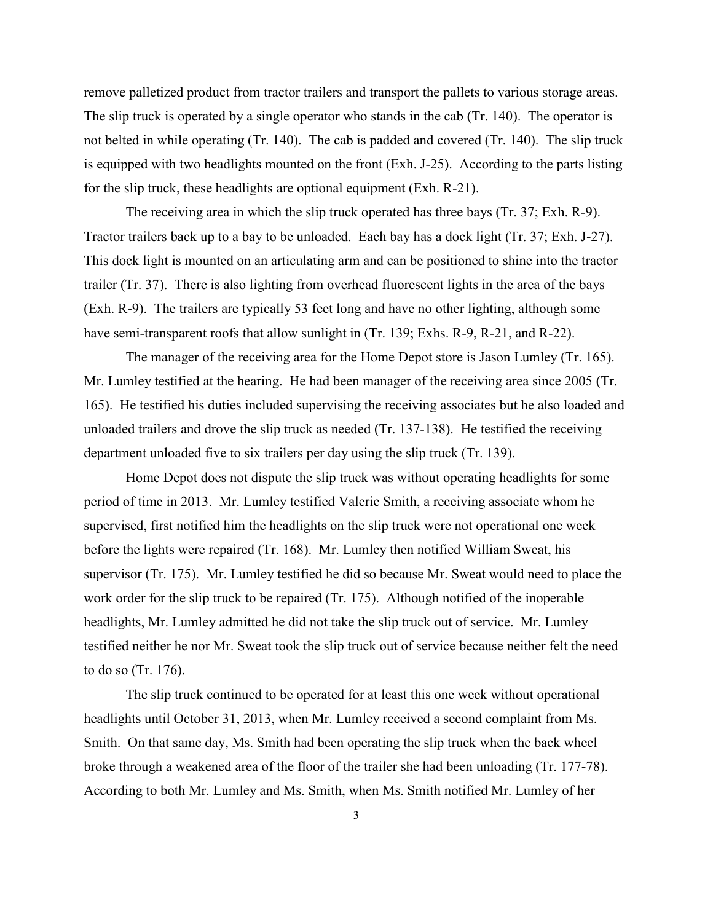remove palletized product from tractor trailers and transport the pallets to various storage areas. The slip truck is operated by a single operator who stands in the cab (Tr. 140). The operator is not belted in while operating (Tr. 140). The cab is padded and covered (Tr. 140). The slip truck is equipped with two headlights mounted on the front (Exh. J-25). According to the parts listing for the slip truck, these headlights are optional equipment (Exh. R-21).

The receiving area in which the slip truck operated has three bays (Tr. 37; Exh. R-9). Tractor trailers back up to a bay to be unloaded. Each bay has a dock light (Tr. 37; Exh. J-27). This dock light is mounted on an articulating arm and can be positioned to shine into the tractor trailer (Tr. 37). There is also lighting from overhead fluorescent lights in the area of the bays (Exh. R-9). The trailers are typically 53 feet long and have no other lighting, although some have semi-transparent roofs that allow sunlight in (Tr. 139; Exhs. R-9, R-21, and R-22).

The manager of the receiving area for the Home Depot store is Jason Lumley (Tr. 165). Mr. Lumley testified at the hearing. He had been manager of the receiving area since 2005 (Tr. 165). He testified his duties included supervising the receiving associates but he also loaded and unloaded trailers and drove the slip truck as needed (Tr. 137-138). He testified the receiving department unloaded five to six trailers per day using the slip truck (Tr. 139).

Home Depot does not dispute the slip truck was without operating headlights for some period of time in 2013. Mr. Lumley testified Valerie Smith, a receiving associate whom he supervised, first notified him the headlights on the slip truck were not operational one week before the lights were repaired (Tr. 168). Mr. Lumley then notified William Sweat, his supervisor (Tr. 175). Mr. Lumley testified he did so because Mr. Sweat would need to place the work order for the slip truck to be repaired (Tr. 175). Although notified of the inoperable headlights, Mr. Lumley admitted he did not take the slip truck out of service. Mr. Lumley testified neither he nor Mr. Sweat took the slip truck out of service because neither felt the need to do so (Tr. 176).

The slip truck continued to be operated for at least this one week without operational headlights until October 31, 2013, when Mr. Lumley received a second complaint from Ms. Smith. On that same day, Ms. Smith had been operating the slip truck when the back wheel broke through a weakened area of the floor of the trailer she had been unloading (Tr. 177-78). According to both Mr. Lumley and Ms. Smith, when Ms. Smith notified Mr. Lumley of her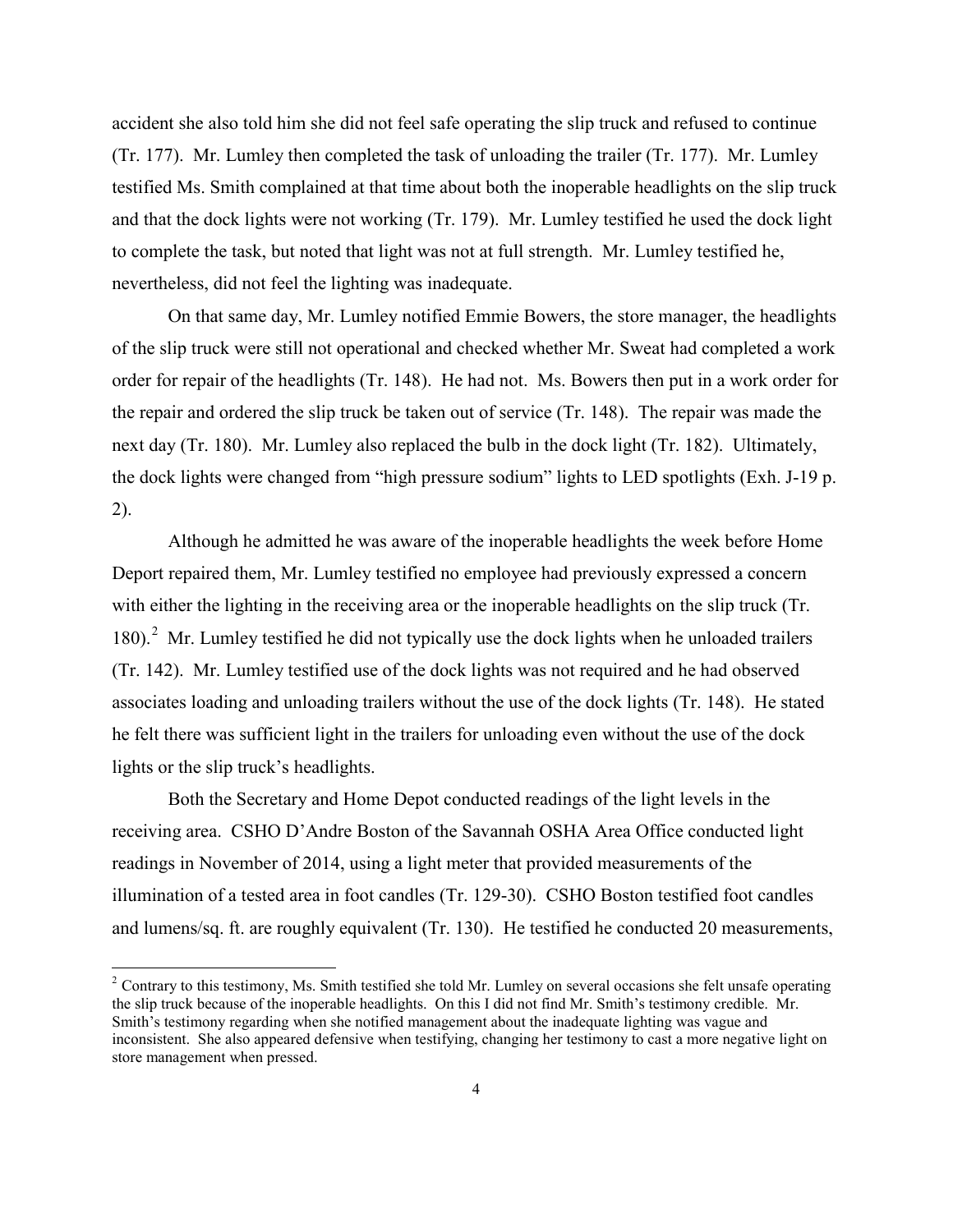accident she also told him she did not feel safe operating the slip truck and refused to continue (Tr. 177). Mr. Lumley then completed the task of unloading the trailer (Tr. 177). Mr. Lumley testified Ms. Smith complained at that time about both the inoperable headlights on the slip truck and that the dock lights were not working (Tr. 179). Mr. Lumley testified he used the dock light to complete the task, but noted that light was not at full strength. Mr. Lumley testified he, nevertheless, did not feel the lighting was inadequate.

On that same day, Mr. Lumley notified Emmie Bowers, the store manager, the headlights of the slip truck were still not operational and checked whether Mr. Sweat had completed a work order for repair of the headlights (Tr. 148). He had not. Ms. Bowers then put in a work order for the repair and ordered the slip truck be taken out of service (Tr. 148). The repair was made the next day (Tr. 180). Mr. Lumley also replaced the bulb in the dock light (Tr. 182). Ultimately, the dock lights were changed from "high pressure sodium" lights to LED spotlights (Exh. J-19 p. 2).

Although he admitted he was aware of the inoperable headlights the week before Home Deport repaired them, Mr. Lumley testified no employee had previously expressed a concern with either the lighting in the receiving area or the inoperable headlights on the slip truck (Tr. 180).[2] Mr. Lumley testified he did not typically use the dock lights when he unloaded trailers (Tr. 142). Mr. Lumley testified use of the dock lights was not required and he had observed associates loading and unloading trailers without the use of the dock lights (Tr. 148). He stated he felt there was sufficient light in the trailers for unloading even without the use of the dock lights or the slip truck's headlights.

Both the Secretary and Home Depot conducted readings of the light levels in the receiving area. CSHO D'Andre Boston of the Savannah OSHA Area Office conducted light readings in November of 2014, using a light meter that provided measurements of the illumination of a tested area in foot candles (Tr. 129-30). CSHO Boston testified foot candles and lumens/sq. ft. are roughly equivalent (Tr. 130). He testified he conducted 20 measurements,

[2] Contrary to this testimony, Ms. Smith testified she told Mr. Lumley on several occasions she felt unsafe operating the slip truck because of the inoperable headlights. On this I did not find Mr. Smith's testimony credible. Mr. Smith's testimony regarding when she notified management about the inadequate lighting was vague and inconsistent. She also appeared defensive when testifying, changing her testimony to cast a more negative light on store management when pressed.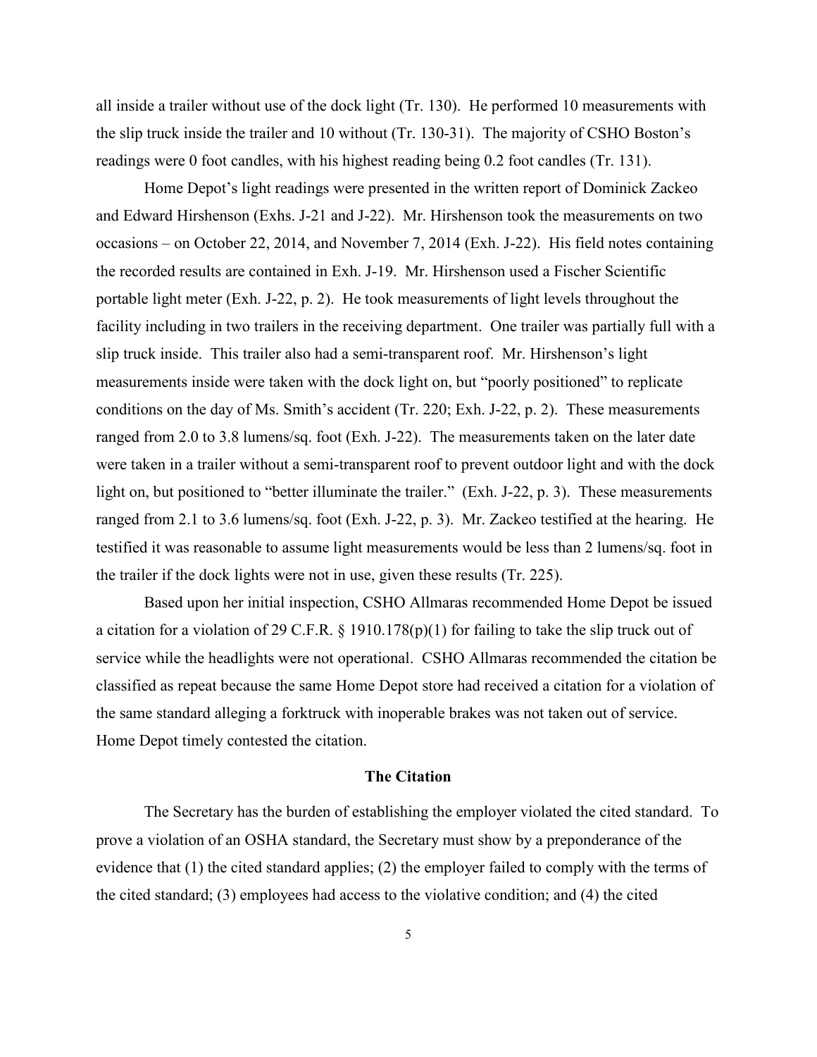all inside a trailer without use of the dock light (Tr. 130). He performed 10 measurements with the slip truck inside the trailer and 10 without (Tr. 130-31). The majority of CSHO Boston's readings were 0 foot candles, with his highest reading being 0.2 foot candles (Tr. 131).

Home Depot's light readings were presented in the written report of Dominick Zackeo and Edward Hirshenson (Exhs. J-21 and J-22). Mr. Hirshenson took the measurements on two occasions – on October 22, 2014, and November 7, 2014 (Exh. J-22). His field notes containing the recorded results are contained in Exh. J-19. Mr. Hirshenson used a Fischer Scientific portable light meter (Exh. J-22, p. 2). He took measurements of light levels throughout the facility including in two trailers in the receiving department. One trailer was partially full with a slip truck inside. This trailer also had a semi-transparent roof. Mr. Hirshenson's light measurements inside were taken with the dock light on, but "poorly positioned" to replicate conditions on the day of Ms. Smith's accident (Tr. 220; Exh. J-22, p. 2). These measurements ranged from 2.0 to 3.8 lumens/sq. foot (Exh. J-22). The measurements taken on the later date were taken in a trailer without a semi-transparent roof to prevent outdoor light and with the dock light on, but positioned to "better illuminate the trailer." (Exh. J-22, p. 3). These measurements ranged from 2.1 to 3.6 lumens/sq. foot (Exh. J-22, p. 3). Mr. Zackeo testified at the hearing. He testified it was reasonable to assume light measurements would be less than 2 lumens/sq. foot in the trailer if the dock lights were not in use, given these results (Tr. 225).

Based upon her initial inspection, CSHO Allmaras recommended Home Depot be issued a citation for a violation of 29 C.F.R. § 1910.178(p)(1) for failing to take the slip truck out of service while the headlights were not operational. CSHO Allmaras recommended the citation be classified as repeat because the same Home Depot store had received a citation for a violation of the same standard alleging a forktruck with inoperable brakes was not taken out of service. Home Depot timely contested the citation.

**The Citation**

The Secretary has the burden of establishing the employer violated the cited standard. To prove a violation of an OSHA standard, the Secretary must show by a preponderance of the evidence that (1) the cited standard applies; (2) the employer failed to comply with the terms of the cited standard; (3) employees had access to the violative condition; and (4) the cited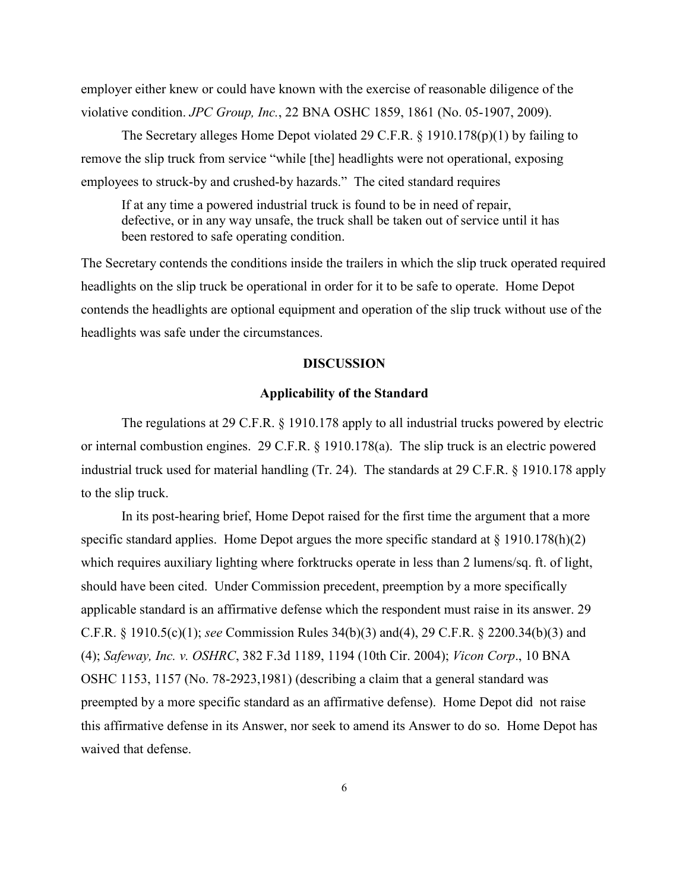employer either knew or could have known with the exercise of reasonable diligence of the violative condition. *JPC Group, Inc.*, 22 BNA OSHC 1859, 1861 (No. 05-1907, 2009).

The Secretary alleges Home Depot violated 29 C.F.R. § 1910.178(p)(1) by failing to remove the slip truck from service "while [the] headlights were not operational, exposing employees to struck-by and crushed-by hazards." The cited standard requires

> If at any time a powered industrial truck is found to be in need of repair, defective, or in any way unsafe, the truck shall be taken out of service until it has been restored to safe operating condition.

The Secretary contends the conditions inside the trailers in which the slip truck operated required headlights on the slip truck be operational in order for it to be safe to operate. Home Depot contends the headlights are optional equipment and operation of the slip truck without use of the headlights was safe under the circumstances.

## DISCUSSION

### Applicability of the Standard

The regulations at 29 C.F.R. § 1910.178 apply to all industrial trucks powered by electric or internal combustion engines. 29 C.F.R. § 1910.178(a). The slip truck is an electric powered industrial truck used for material handling (Tr. 24). The standards at 29 C.F.R. § 1910.178 apply to the slip truck.

In its post-hearing brief, Home Depot raised for the first time the argument that a more specific standard applies. Home Depot argues the more specific standard at § 1910.178(h)(2) which requires auxiliary lighting where forktrucks operate in less than 2 lumens/sq. ft. of light, should have been cited. Under Commission precedent, preemption by a more specifically applicable standard is an affirmative defense which the respondent must raise in its answer. 29 C.F.R. § 1910.5(c)(1); *see* Commission Rules 34(b)(3) and(4), 29 C.F.R. § 2200.34(b)(3) and (4); *Safeway, Inc. v. OSHRC*, 382 F.3d 1189, 1194 (10th Cir. 2004); *Vicon Corp*., 10 BNA OSHC 1153, 1157 (No. 78-2923,1981) (describing a claim that a general standard was preempted by a more specific standard as an affirmative defense). Home Depot did not raise this affirmative defense in its Answer, nor seek to amend its Answer to do so. Home Depot has waived that defense.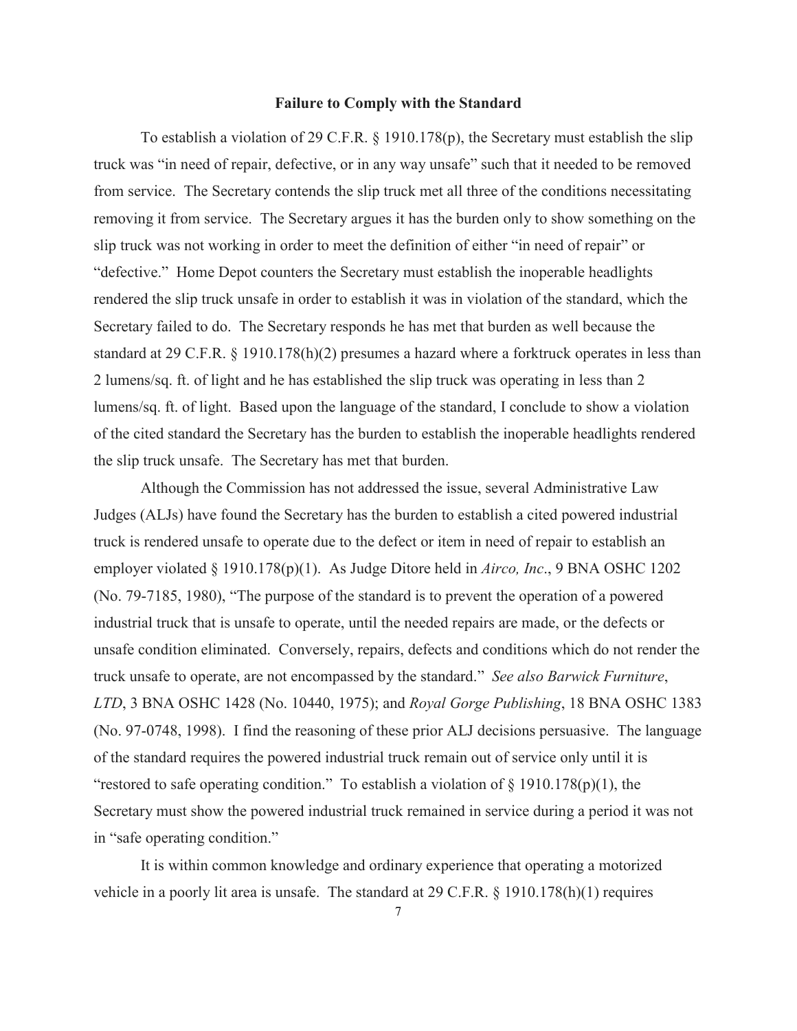### Failure to Comply with the Standard

To establish a violation of 29 C.F.R. § 1910.178(p), the Secretary must establish the slip truck was "in need of repair, defective, or in any way unsafe" such that it needed to be removed from service. The Secretary contends the slip truck met all three of the conditions necessitating removing it from service. The Secretary argues it has the burden only to show something on the slip truck was not working in order to meet the definition of either "in need of repair" or "defective." Home Depot counters the Secretary must establish the inoperable headlights rendered the slip truck unsafe in order to establish it was in violation of the standard, which the Secretary failed to do. The Secretary responds he has met that burden as well because the standard at 29 C.F.R. § 1910.178(h)(2) presumes a hazard where a forktruck operates in less than 2 lumens/sq. ft. of light and he has established the slip truck was operating in less than 2 lumens/sq. ft. of light. Based upon the language of the standard, I conclude to show a violation of the cited standard the Secretary has the burden to establish the inoperable headlights rendered the slip truck unsafe. The Secretary has met that burden.

Although the Commission has not addressed the issue, several Administrative Law Judges (ALJs) have found the Secretary has the burden to establish a cited powered industrial truck is rendered unsafe to operate due to the defect or item in need of repair to establish an employer violated § 1910.178(p)(1). As Judge Ditore held in *Airco, Inc*., 9 BNA OSHC 1202 (No. 79-7185, 1980), "The purpose of the standard is to prevent the operation of a powered industrial truck that is unsafe to operate, until the needed repairs are made, or the defects or unsafe condition eliminated. Conversely, repairs, defects and conditions which do not render the truck unsafe to operate, are not encompassed by the standard." *See also Barwick Furniture, LTD*, 3 BNA OSHC 1428 (No. 10440, 1975); and *Royal Gorge Publishing*, 18 BNA OSHC 1383 (No. 97-0748, 1998). I find the reasoning of these prior ALJ decisions persuasive. The language of the standard requires the powered industrial truck remain out of service only until it is "restored to safe operating condition." To establish a violation of § 1910.178(p)(1), the Secretary must show the powered industrial truck remained in service during a period it was not in "safe operating condition."

It is within common knowledge and ordinary experience that operating a motorized vehicle in a poorly lit area is unsafe. The standard at 29 C.F.R. § 1910.178(h)(1) requires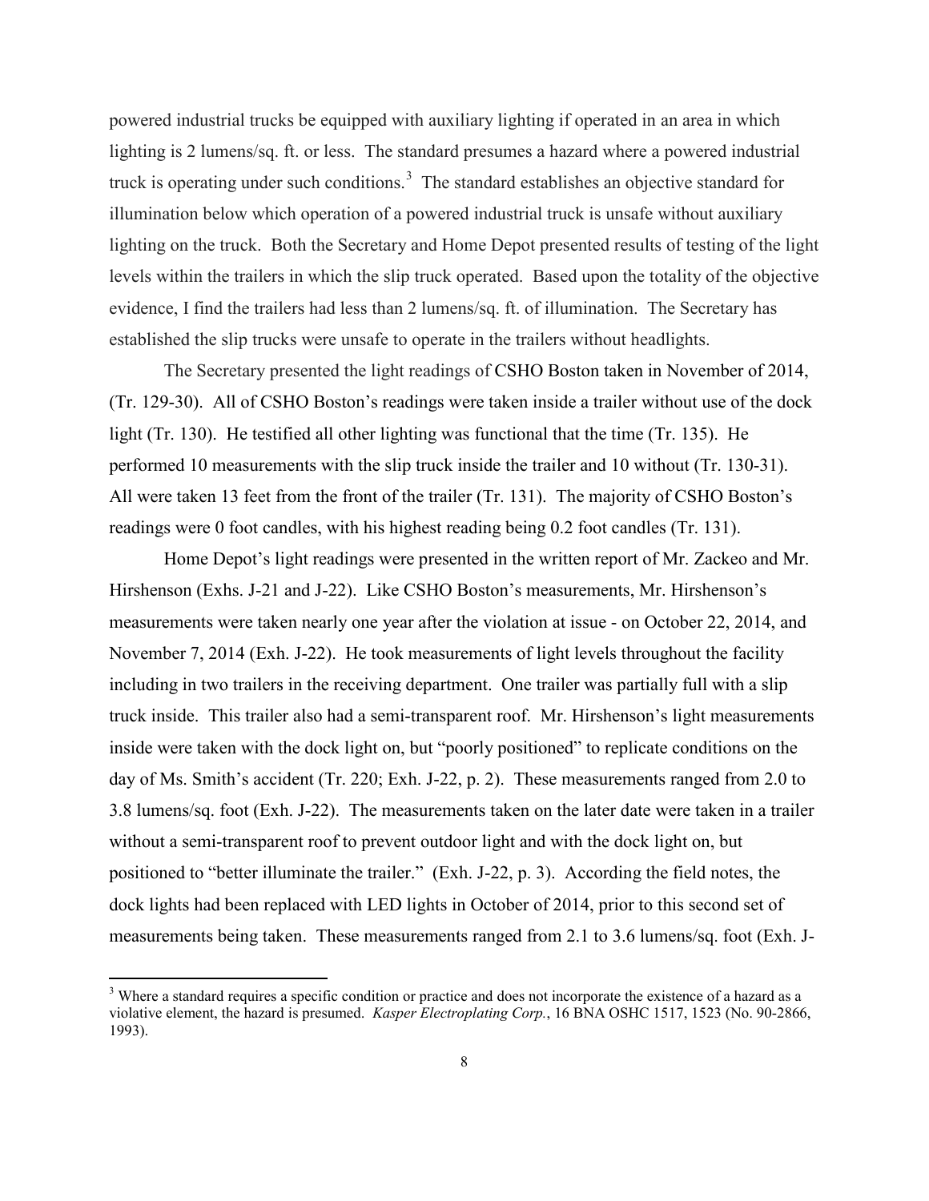powered industrial trucks be equipped with auxiliary lighting if operated in an area in which lighting is 2 lumens/sq. ft. or less. The standard presumes a hazard where a powered industrial truck is operating under such conditions.[3] The standard establishes an objective standard for illumination below which operation of a powered industrial truck is unsafe without auxiliary lighting on the truck. Both the Secretary and Home Depot presented results of testing of the light levels within the trailers in which the slip truck operated. Based upon the totality of the objective evidence, I find the trailers had less than 2 lumens/sq. ft. of illumination. The Secretary has established the slip trucks were unsafe to operate in the trailers without headlights.

The Secretary presented the light readings of CSHO Boston taken in November of 2014, (Tr. 129-30). All of CSHO Boston's readings were taken inside a trailer without use of the dock light (Tr. 130). He testified all other lighting was functional that the time (Tr. 135). He performed 10 measurements with the slip truck inside the trailer and 10 without (Tr. 130-31). All were taken 13 feet from the front of the trailer (Tr. 131). The majority of CSHO Boston's readings were 0 foot candles, with his highest reading being 0.2 foot candles (Tr. 131).

Home Depot's light readings were presented in the written report of Mr. Zackeo and Mr. Hirshenson (Exhs. J-21 and J-22). Like CSHO Boston's measurements, Mr. Hirshenson's measurements were taken nearly one year after the violation at issue - on October 22, 2014, and November 7, 2014 (Exh. J-22). He took measurements of light levels throughout the facility including in two trailers in the receiving department. One trailer was partially full with a slip truck inside. This trailer also had a semi-transparent roof. Mr. Hirshenson's light measurements inside were taken with the dock light on, but "poorly positioned" to replicate conditions on the day of Ms. Smith's accident (Tr. 220; Exh. J-22, p. 2). These measurements ranged from 2.0 to 3.8 lumens/sq. foot (Exh. J-22). The measurements taken on the later date were taken in a trailer without a semi-transparent roof to prevent outdoor light and with the dock light on, but positioned to "better illuminate the trailer." (Exh. J-22, p. 3). According the field notes, the dock lights had been replaced with LED lights in October of 2014, prior to this second set of measurements being taken. These measurements ranged from 2.1 to 3.6 lumens/sq. foot (Exh. J-

[3] Where a standard requires a specific condition or practice and does not incorporate the existence of a hazard as a violative element, the hazard is presumed. *Kasper Electroplating Corp.*, 16 BNA OSHC 1517, 1523 (No. 90-2866, 1993).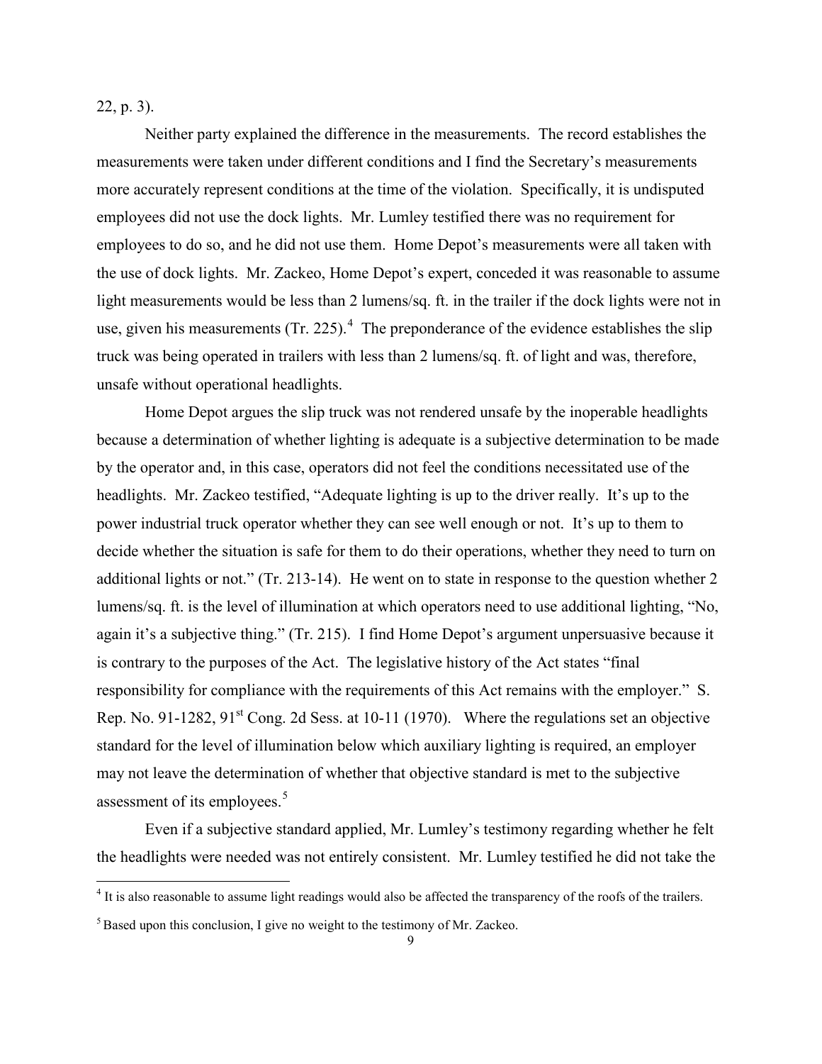22, p. 3).

Neither party explained the difference in the measurements. The record establishes the measurements were taken under different conditions and I find the Secretary's measurements more accurately represent conditions at the time of the violation. Specifically, it is undisputed employees did not use the dock lights. Mr. Lumley testified there was no requirement for employees to do so, and he did not use them. Home Depot's measurements were all taken with the use of dock lights. Mr. Zackeo, Home Depot's expert, conceded it was reasonable to assume light measurements would be less than 2 lumens/sq. ft. in the trailer if the dock lights were not in use, given his measurements (Tr. 225).[4] The preponderance of the evidence establishes the slip truck was being operated in trailers with less than 2 lumens/sq. ft. of light and was, therefore, unsafe without operational headlights.

Home Depot argues the slip truck was not rendered unsafe by the inoperable headlights because a determination of whether lighting is adequate is a subjective determination to be made by the operator and, in this case, operators did not feel the conditions necessitated use of the headlights. Mr. Zackeo testified, "Adequate lighting is up to the driver really. It's up to the power industrial truck operator whether they can see well enough or not. It's up to them to decide whether the situation is safe for them to do their operations, whether they need to turn on additional lights or not." (Tr. 213-14). He went on to state in response to the question whether 2 lumens/sq. ft. is the level of illumination at which operators need to use additional lighting, "No, again it's a subjective thing." (Tr. 215). I find Home Depot's argument unpersuasive because it is contrary to the purposes of the Act. The legislative history of the Act states "final responsibility for compliance with the requirements of this Act remains with the employer." S. Rep. No. 91-1282, 91st Cong. 2d Sess. at 10-11 (1970). Where the regulations set an objective standard for the level of illumination below which auxiliary lighting is required, an employer may not leave the determination of whether that objective standard is met to the subjective assessment of its employees.[5]

Even if a subjective standard applied, Mr. Lumley's testimony regarding whether he felt the headlights were needed was not entirely consistent. Mr. Lumley testified he did not take the

[4] It is also reasonable to assume light readings would also be affected the transparency of the roofs of the trailers.

[5] Based upon this conclusion, I give no weight to the testimony of Mr. Zackeo.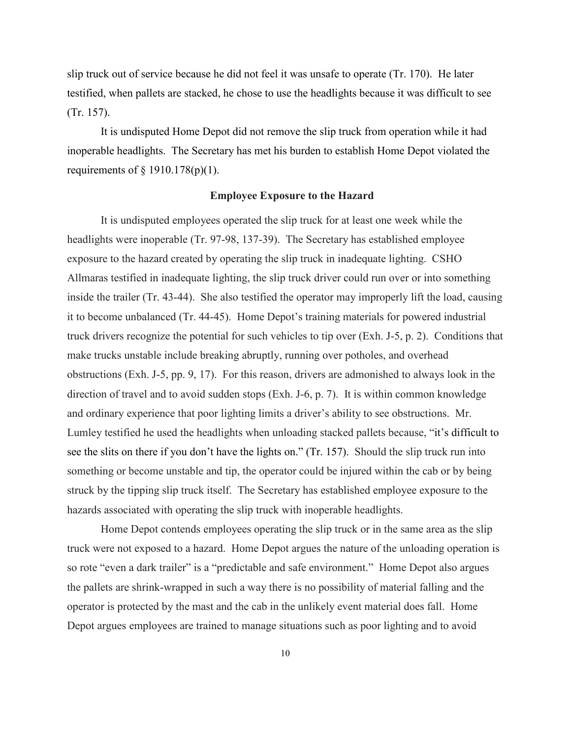slip truck out of service because he did not feel it was unsafe to operate (Tr. 170). He later testified, when pallets are stacked, he chose to use the headlights because it was difficult to see (Tr. 157).

It is undisputed Home Depot did not remove the slip truck from operation while it had inoperable headlights. The Secretary has met his burden to establish Home Depot violated the requirements of § 1910.178(p)(1).

### Employee Exposure to the Hazard

It is undisputed employees operated the slip truck for at least one week while the headlights were inoperable (Tr. 97-98, 137-39). The Secretary has established employee exposure to the hazard created by operating the slip truck in inadequate lighting. CSHO Allmaras testified in inadequate lighting, the slip truck driver could run over or into something inside the trailer (Tr. 43-44). She also testified the operator may improperly lift the load, causing it to become unbalanced (Tr. 44-45). Home Depot's training materials for powered industrial truck drivers recognize the potential for such vehicles to tip over (Exh. J-5, p. 2). Conditions that make trucks unstable include breaking abruptly, running over potholes, and overhead obstructions (Exh. J-5, pp. 9, 17). For this reason, drivers are admonished to always look in the direction of travel and to avoid sudden stops (Exh. J-6, p. 7). It is within common knowledge and ordinary experience that poor lighting limits a driver's ability to see obstructions. Mr. Lumley testified he used the headlights when unloading stacked pallets because, "it's difficult to see the slits on there if you don't have the lights on." (Tr. 157). Should the slip truck run into something or become unstable and tip, the operator could be injured within the cab or by being struck by the tipping slip truck itself. The Secretary has established employee exposure to the hazards associated with operating the slip truck with inoperable headlights.

Home Depot contends employees operating the slip truck or in the same area as the slip truck were not exposed to a hazard. Home Depot argues the nature of the unloading operation is so rote "even a dark trailer" is a "predictable and safe environment." Home Depot also argues the pallets are shrink-wrapped in such a way there is no possibility of material falling and the operator is protected by the mast and the cab in the unlikely event material does fall. Home Depot argues employees are trained to manage situations such as poor lighting and to avoid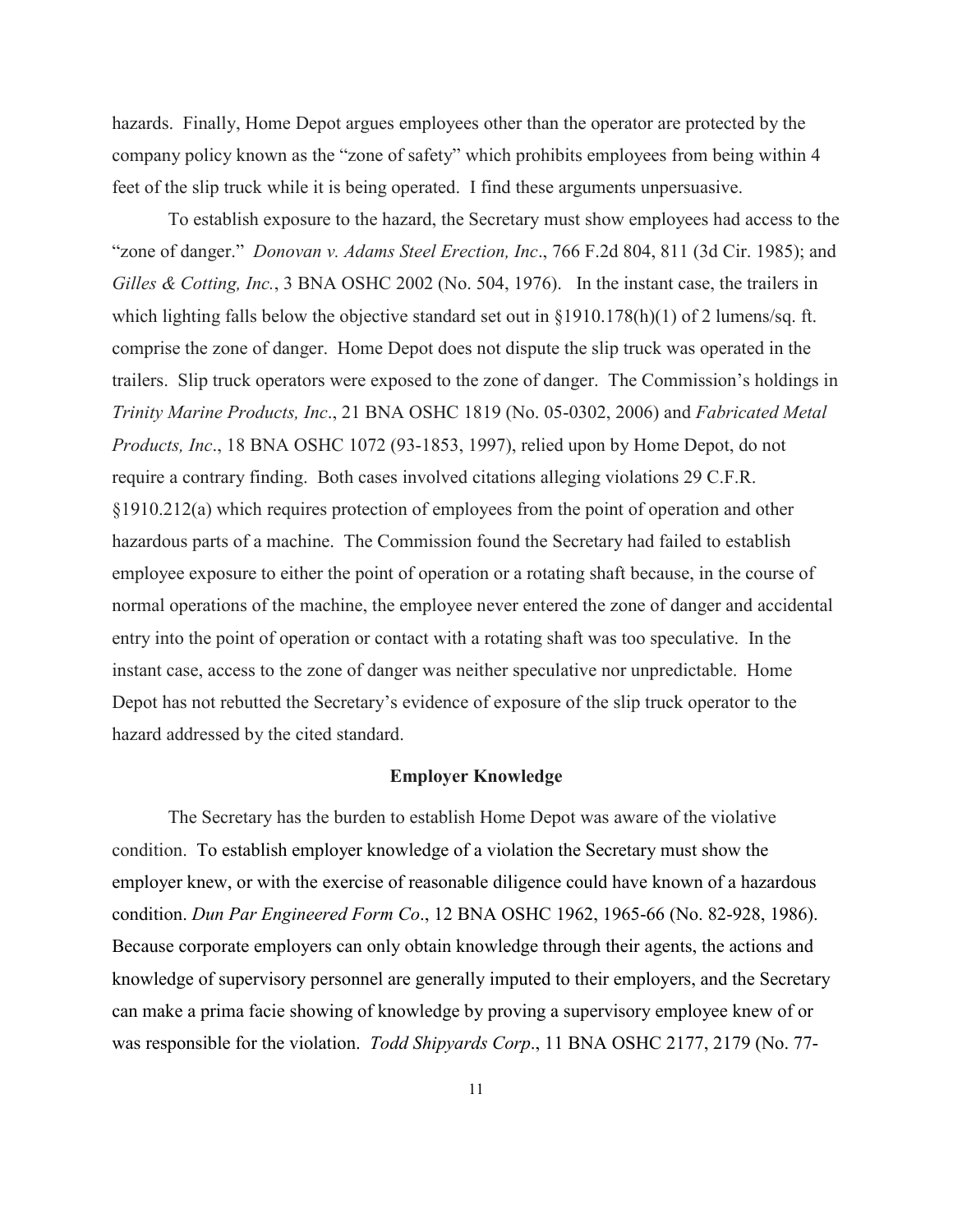hazards. Finally, Home Depot argues employees other than the operator are protected by the company policy known as the "zone of safety" which prohibits employees from being within 4 feet of the slip truck while it is being operated. I find these arguments unpersuasive.

To establish exposure to the hazard, the Secretary must show employees had access to the "zone of danger." *Donovan v. Adams Steel Erection, Inc*., 766 F.2d 804, 811 (3d Cir. 1985); and *Gilles & Cotting, Inc.*, 3 BNA OSHC 2002 (No. 504, 1976). In the instant case, the trailers in which lighting falls below the objective standard set out in §1910.178(h)(1) of 2 lumens/sq. ft. comprise the zone of danger. Home Depot does not dispute the slip truck was operated in the trailers. Slip truck operators were exposed to the zone of danger. The Commission's holdings in *Trinity Marine Products, Inc*., 21 BNA OSHC 1819 (No. 05-0302, 2006) and *Fabricated Metal Products, Inc*., 18 BNA OSHC 1072 (93-1853, 1997), relied upon by Home Depot, do not require a contrary finding. Both cases involved citations alleging violations 29 C.F.R. §1910.212(a) which requires protection of employees from the point of operation and other hazardous parts of a machine. The Commission found the Secretary had failed to establish employee exposure to either the point of operation or a rotating shaft because, in the course of normal operations of the machine, the employee never entered the zone of danger and accidental entry into the point of operation or contact with a rotating shaft was too speculative. In the instant case, access to the zone of danger was neither speculative nor unpredictable. Home Depot has not rebutted the Secretary's evidence of exposure of the slip truck operator to the hazard addressed by the cited standard.

## Employer Knowledge

The Secretary has the burden to establish Home Depot was aware of the violative condition. To establish employer knowledge of a violation the Secretary must show the employer knew, or with the exercise of reasonable diligence could have known of a hazardous condition. *Dun Par Engineered Form Co*., 12 BNA OSHC 1962, 1965-66 (No. 82-928, 1986). Because corporate employers can only obtain knowledge through their agents, the actions and knowledge of supervisory personnel are generally imputed to their employers, and the Secretary can make a prima facie showing of knowledge by proving a supervisory employee knew of or was responsible for the violation. *Todd Shipyards Corp*., 11 BNA OSHC 2177, 2179 (No. 77-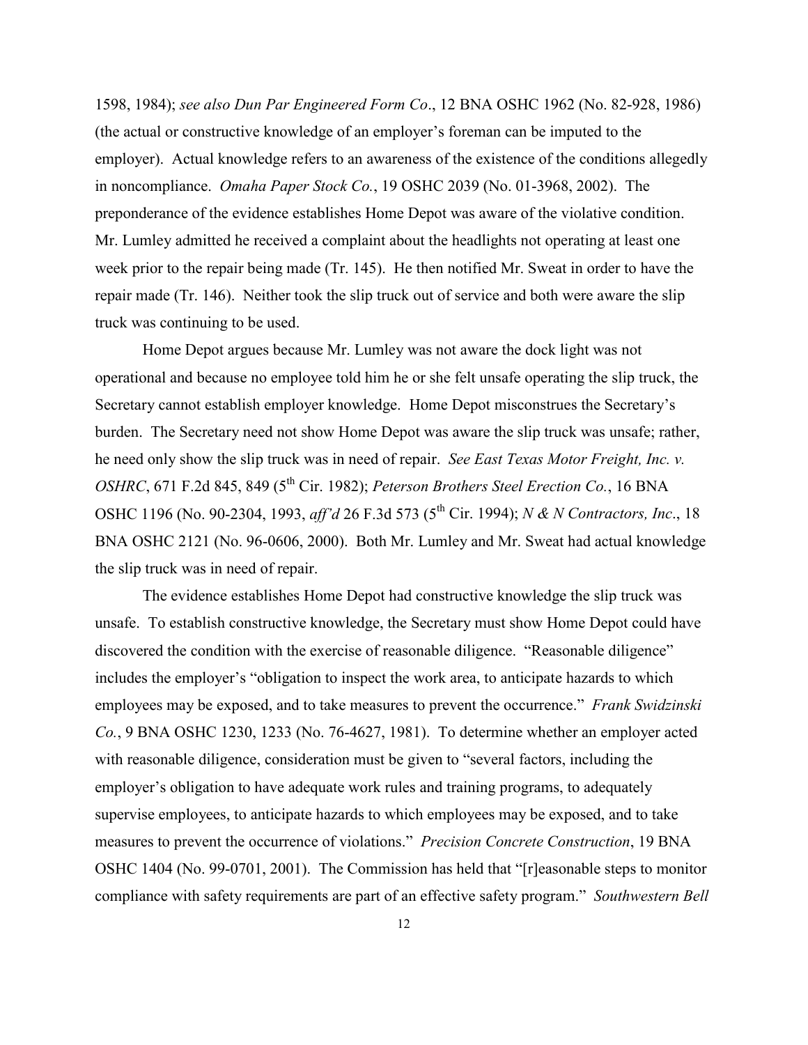1598, 1984); *see also Dun Par Engineered Form Co*., 12 BNA OSHC 1962 (No. 82-928, 1986) (the actual or constructive knowledge of an employer's foreman can be imputed to the employer). Actual knowledge refers to an awareness of the existence of the conditions allegedly in noncompliance. *Omaha Paper Stock Co.*, 19 OSHC 2039 (No. 01-3968, 2002). The preponderance of the evidence establishes Home Depot was aware of the violative condition. Mr. Lumley admitted he received a complaint about the headlights not operating at least one week prior to the repair being made (Tr. 145). He then notified Mr. Sweat in order to have the repair made (Tr. 146). Neither took the slip truck out of service and both were aware the slip truck was continuing to be used.

Home Depot argues because Mr. Lumley was not aware the dock light was not operational and because no employee told him he or she felt unsafe operating the slip truck, the Secretary cannot establish employer knowledge. Home Depot misconstrues the Secretary's burden. The Secretary need not show Home Depot was aware the slip truck was unsafe; rather, he need only show the slip truck was in need of repair. *See East Texas Motor Freight, Inc. v. OSHRC*, 671 F.2d 845, 849 (5th Cir. 1982); *Peterson Brothers Steel Erection Co.*, 16 BNA OSHC 1196 (No. 90-2304, 1993, *aff'd* 26 F.3d 573 (5th Cir. 1994); *N & N Contractors, Inc*., 18 BNA OSHC 2121 (No. 96-0606, 2000). Both Mr. Lumley and Mr. Sweat had actual knowledge the slip truck was in need of repair.

The evidence establishes Home Depot had constructive knowledge the slip truck was unsafe. To establish constructive knowledge, the Secretary must show Home Depot could have discovered the condition with the exercise of reasonable diligence. "Reasonable diligence" includes the employer's "obligation to inspect the work area, to anticipate hazards to which employees may be exposed, and to take measures to prevent the occurrence." *Frank Swidzinski Co.*, 9 BNA OSHC 1230, 1233 (No. 76-4627, 1981). To determine whether an employer acted with reasonable diligence, consideration must be given to "several factors, including the employer's obligation to have adequate work rules and training programs, to adequately supervise employees, to anticipate hazards to which employees may be exposed, and to take measures to prevent the occurrence of violations." *Precision Concrete Construction*, 19 BNA OSHC 1404 (No. 99-0701, 2001). The Commission has held that "[r]easonable steps to monitor compliance with safety requirements are part of an effective safety program." *Southwestern Bell*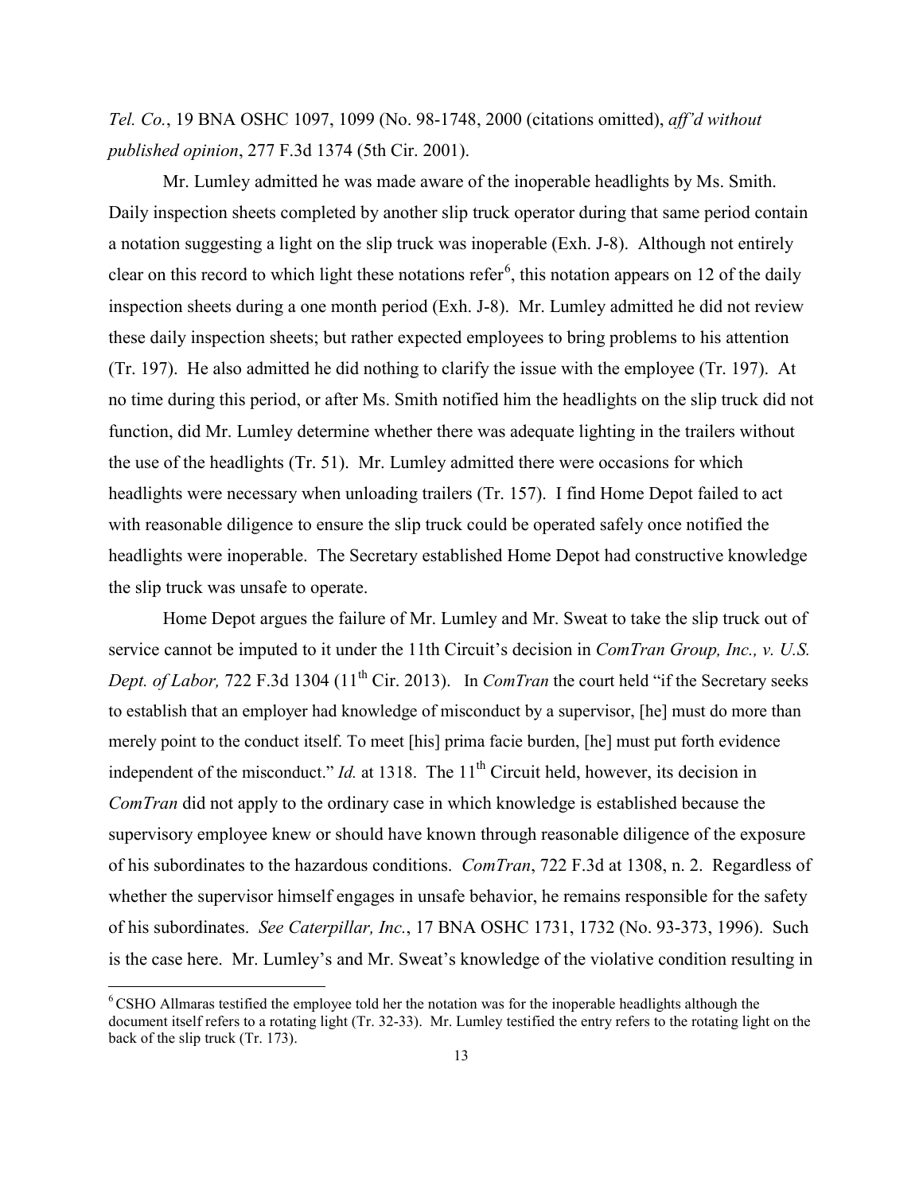*Tel. Co.*, 19 BNA OSHC 1097, 1099 (No. 98-1748, 2000 (citations omitted), *aff'd without published opinion*, 277 F.3d 1374 (5th Cir. 2001).

Mr. Lumley admitted he was made aware of the inoperable headlights by Ms. Smith. Daily inspection sheets completed by another slip truck operator during that same period contain a notation suggesting a light on the slip truck was inoperable (Exh. J-8). Although not entirely clear on this record to which light these notations refer[6], this notation appears on 12 of the daily inspection sheets during a one month period (Exh. J-8). Mr. Lumley admitted he did not review these daily inspection sheets; but rather expected employees to bring problems to his attention (Tr. 197). He also admitted he did nothing to clarify the issue with the employee (Tr. 197). At no time during this period, or after Ms. Smith notified him the headlights on the slip truck did not function, did Mr. Lumley determine whether there was adequate lighting in the trailers without the use of the headlights (Tr. 51). Mr. Lumley admitted there were occasions for which headlights were necessary when unloading trailers (Tr. 157). I find Home Depot failed to act with reasonable diligence to ensure the slip truck could be operated safely once notified the headlights were inoperable. The Secretary established Home Depot had constructive knowledge the slip truck was unsafe to operate.

Home Depot argues the failure of Mr. Lumley and Mr. Sweat to take the slip truck out of service cannot be imputed to it under the 11th Circuit's decision in *ComTran Group, Inc., v. U.S. Dept. of Labor,* 722 F.3d 1304 (11th Cir. 2013). In *ComTran* the court held "if the Secretary seeks to establish that an employer had knowledge of misconduct by a supervisor, [he] must do more than merely point to the conduct itself. To meet [his] prima facie burden, [he] must put forth evidence independent of the misconduct." *Id.* at 1318. The 11th Circuit held, however, its decision in *ComTran* did not apply to the ordinary case in which knowledge is established because the supervisory employee knew or should have known through reasonable diligence of the exposure of his subordinates to the hazardous conditions. *ComTran*, 722 F.3d at 1308, n. 2. Regardless of whether the supervisor himself engages in unsafe behavior, he remains responsible for the safety of his subordinates. *See Caterpillar, Inc.*, 17 BNA OSHC 1731, 1732 (No. 93-373, 1996). Such is the case here. Mr. Lumley's and Mr. Sweat's knowledge of the violative condition resulting in

---

[6] CSHO Allmaras testified the employee told her the notation was for the inoperable headlights although the document itself refers to a rotating light (Tr. 32-33). Mr. Lumley testified the entry refers to the rotating light on the back of the slip truck (Tr. 173).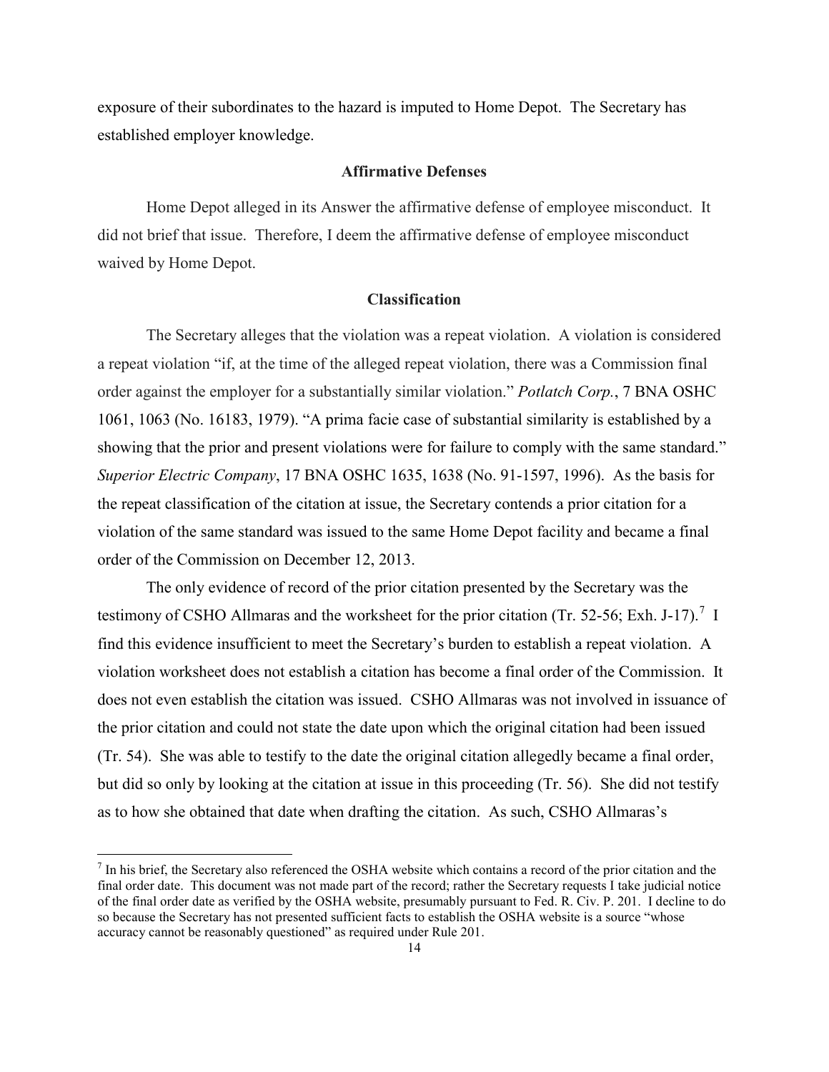exposure of their subordinates to the hazard is imputed to Home Depot. The Secretary has established employer knowledge.

### Affirmative Defenses

Home Depot alleged in its Answer the affirmative defense of employee misconduct. It did not brief that issue. Therefore, I deem the affirmative defense of employee misconduct waived by Home Depot.

### Classification

The Secretary alleges that the violation was a repeat violation. A violation is considered a repeat violation "if, at the time of the alleged repeat violation, there was a Commission final order against the employer for a substantially similar violation." *Potlatch Corp.*, 7 BNA OSHC 1061, 1063 (No. 16183, 1979). "A prima facie case of substantial similarity is established by a showing that the prior and present violations were for failure to comply with the same standard." *Superior Electric Company*, 17 BNA OSHC 1635, 1638 (No. 91-1597, 1996). As the basis for the repeat classification of the citation at issue, the Secretary contends a prior citation for a violation of the same standard was issued to the same Home Depot facility and became a final order of the Commission on December 12, 2013.

The only evidence of record of the prior citation presented by the Secretary was the testimony of CSHO Allmaras and the worksheet for the prior citation (Tr. 52-56; Exh. J-17).[7] I find this evidence insufficient to meet the Secretary's burden to establish a repeat violation. A violation worksheet does not establish a citation has become a final order of the Commission. It does not even establish the citation was issued. CSHO Allmaras was not involved in issuance of the prior citation and could not state the date upon which the original citation had been issued (Tr. 54). She was able to testify to the date the original citation allegedly became a final order, but did so only by looking at the citation at issue in this proceeding (Tr. 56). She did not testify as to how she obtained that date when drafting the citation. As such, CSHO Allmaras's

[7] In his brief, the Secretary also referenced the OSHA website which contains a record of the prior citation and the final order date. This document was not made part of the record; rather the Secretary requests I take judicial notice of the final order date as verified by the OSHA website, presumably pursuant to Fed. R. Civ. P. 201. I decline to do so because the Secretary has not presented sufficient facts to establish the OSHA website is a source "whose accuracy cannot be reasonably questioned" as required under Rule 201.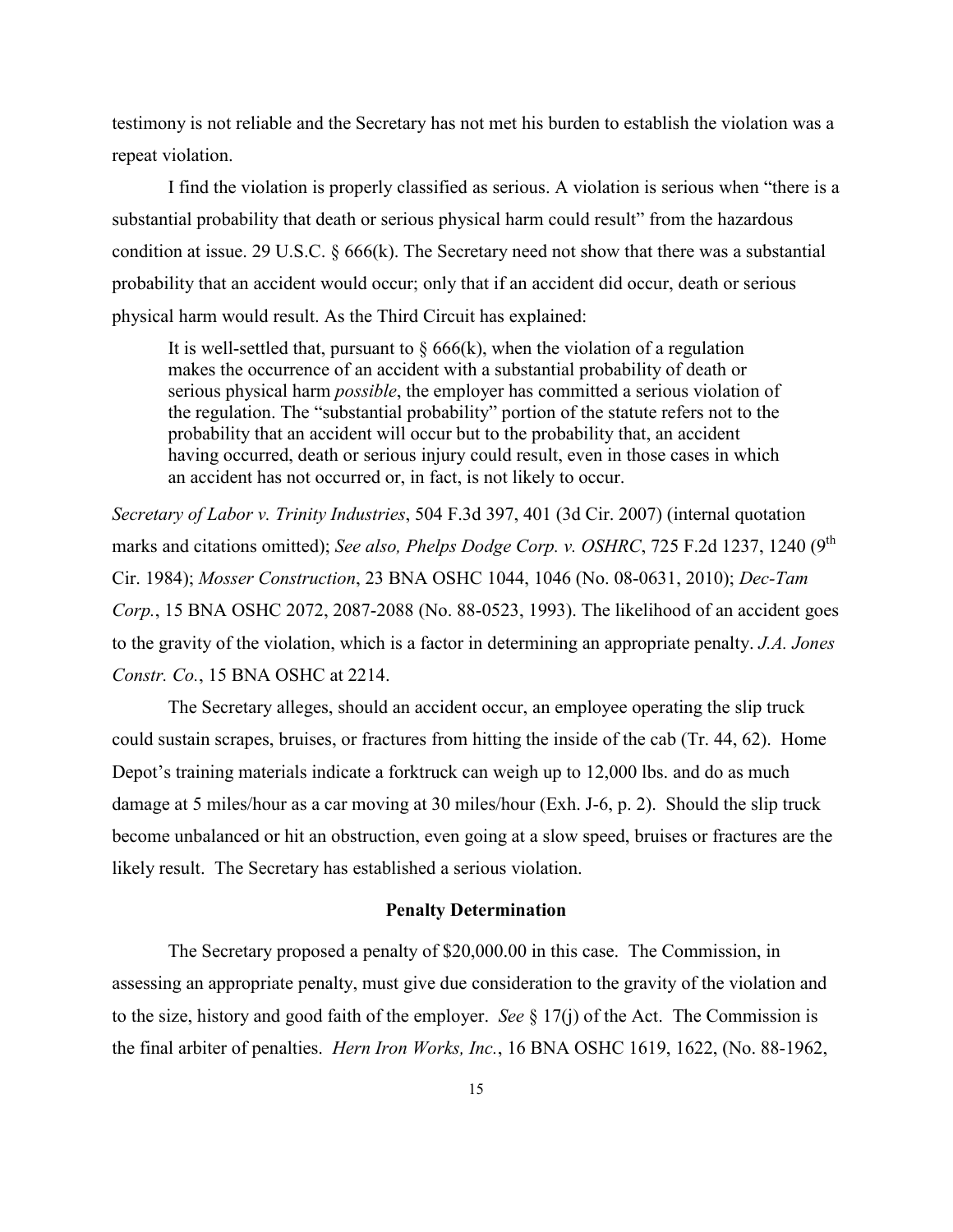testimony is not reliable and the Secretary has not met his burden to establish the violation was a repeat violation.

I find the violation is properly classified as serious. A violation is serious when "there is a substantial probability that death or serious physical harm could result" from the hazardous condition at issue. 29 U.S.C. § 666(k). The Secretary need not show that there was a substantial probability that an accident would occur; only that if an accident did occur, death or serious physical harm would result. As the Third Circuit has explained:

> It is well-settled that, pursuant to § 666(k), when the violation of a regulation makes the occurrence of an accident with a substantial probability of death or serious physical harm *possible*, the employer has committed a serious violation of the regulation. The "substantial probability" portion of the statute refers not to the probability that an accident will occur but to the probability that, an accident having occurred, death or serious injury could result, even in those cases in which an accident has not occurred or, in fact, is not likely to occur.

*Secretary of Labor v. Trinity Industries*, 504 F.3d 397, 401 (3d Cir. 2007) (internal quotation marks and citations omitted); *See also, Phelps Dodge Corp. v. OSHRC*, 725 F.2d 1237, 1240 (9th Cir. 1984); *Mosser Construction*, 23 BNA OSHC 1044, 1046 (No. 08-0631, 2010); *Dec-Tam Corp.*, 15 BNA OSHC 2072, 2087-2088 (No. 88-0523, 1993). The likelihood of an accident goes to the gravity of the violation, which is a factor in determining an appropriate penalty. *J.A. Jones Constr. Co.*, 15 BNA OSHC at 2214.

The Secretary alleges, should an accident occur, an employee operating the slip truck could sustain scrapes, bruises, or fractures from hitting the inside of the cab (Tr. 44, 62). Home Depot's training materials indicate a forktruck can weigh up to 12,000 lbs. and do as much damage at 5 miles/hour as a car moving at 30 miles/hour (Exh. J-6, p. 2). Should the slip truck become unbalanced or hit an obstruction, even going at a slow speed, bruises or fractures are the likely result. The Secretary has established a serious violation.

## Penalty Determination

The Secretary proposed a penalty of $20,000.00 in this case. The Commission, in assessing an appropriate penalty, must give due consideration to the gravity of the violation and to the size, history and good faith of the employer. *See* § 17(j) of the Act. The Commission is the final arbiter of penalties. *Hern Iron Works, Inc.*, 16 BNA OSHC 1619, 1622, (No. 88-1962,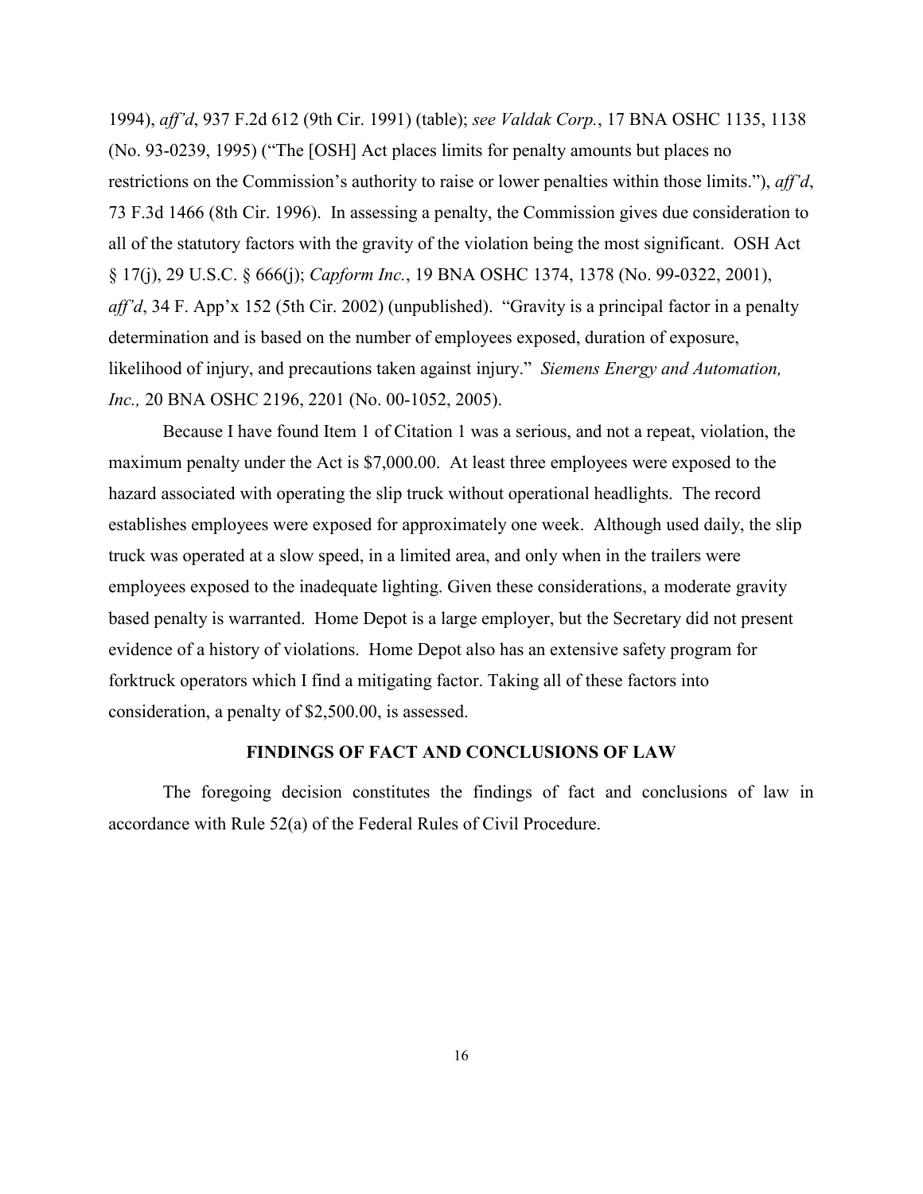1994), *aff'd*, 937 F.2d 612 (9th Cir. 1991) (table); *see Valdak Corp.*, 17 BNA OSHC 1135, 1138 (No. 93-0239, 1995) ("The [OSH] Act places limits for penalty amounts but places no restrictions on the Commission's authority to raise or lower penalties within those limits."), *aff'd*, 73 F.3d 1466 (8th Cir. 1996). In assessing a penalty, the Commission gives due consideration to all of the statutory factors with the gravity of the violation being the most significant. OSH Act § 17(j), 29 U.S.C. § 666(j); *Capform Inc.*, 19 BNA OSHC 1374, 1378 (No. 99-0322, 2001), *aff'd*, 34 F. App'x 152 (5th Cir. 2002) (unpublished). "Gravity is a principal factor in a penalty determination and is based on the number of employees exposed, duration of exposure, likelihood of injury, and precautions taken against injury." *Siemens Energy and Automation, Inc.,* 20 BNA OSHC 2196, 2201 (No. 00-1052, 2005).

Because I have found Item 1 of Citation 1 was a serious, and not a repeat, violation, the maximum penalty under the Act is $7,000.00. At least three employees were exposed to the hazard associated with operating the slip truck without operational headlights. The record establishes employees were exposed for approximately one week. Although used daily, the slip truck was operated at a slow speed, in a limited area, and only when in the trailers were employees exposed to the inadequate lighting. Given these considerations, a moderate gravity based penalty is warranted. Home Depot is a large employer, but the Secretary did not present evidence of a history of violations. Home Depot also has an extensive safety program for forktruck operators which I find a mitigating factor. Taking all of these factors into consideration, a penalty of $2,500.00, is assessed.

## FINDINGS OF FACT AND CONCLUSIONS OF LAW

The foregoing decision constitutes the findings of fact and conclusions of law in accordance with Rule 52(a) of the Federal Rules of Civil Procedure.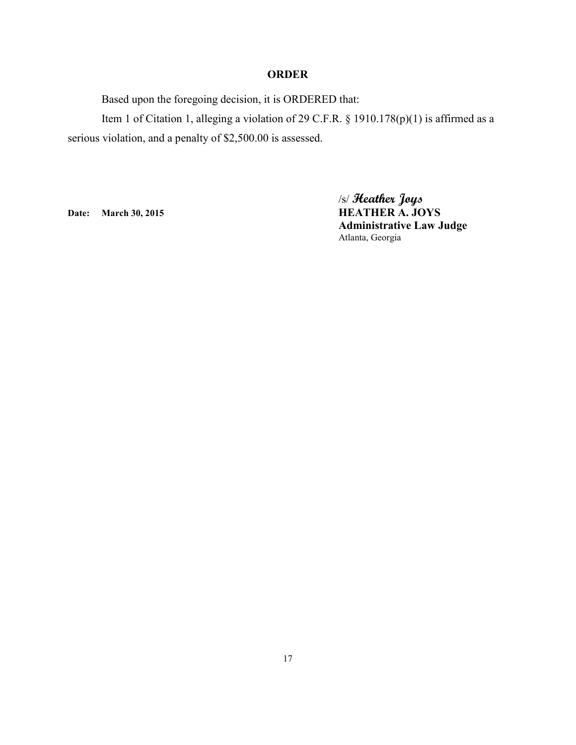## ORDER

Based upon the foregoing decision, it is ORDERED that:

Item 1 of Citation 1, alleging a violation of 29 C.F.R. § 1910.178(p)(1) is affirmed as a serious violation, and a penalty of $2,500.00 is assessed.

/s/ *Heather Joys*

**Date: March 30, 2015**

**HEATHER A. JOYS**
**Administrative Law Judge**
Atlanta, Georgia